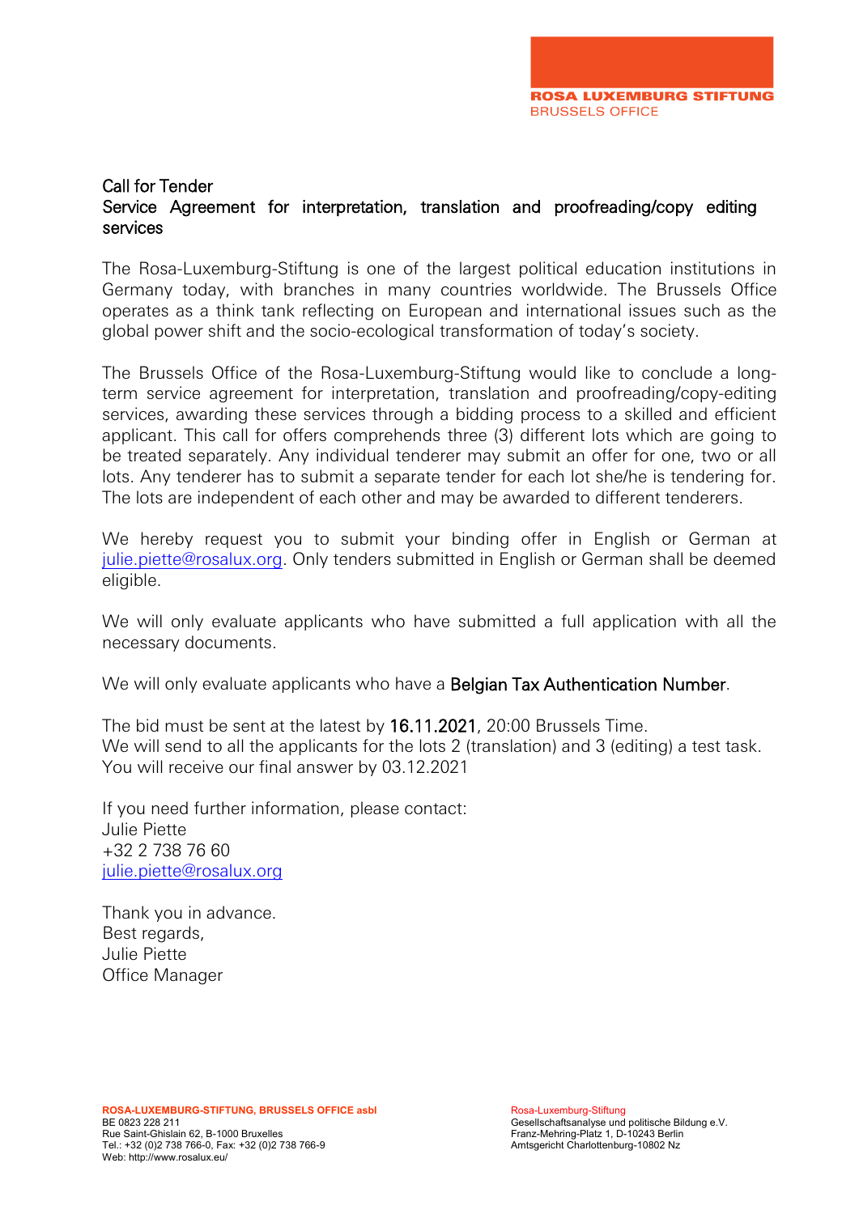ROSA LUXEMBURG STIFTUNG
BRUSSELS OFFICE

# Call for Tender
## Service Agreement for interpretation, translation and proofreading/copy editing services

The Rosa-Luxemburg-Stiftung is one of the largest political education institutions in Germany today, with branches in many countries worldwide. The Brussels Office operates as a think tank reflecting on European and international issues such as the global power shift and the socio-ecological transformation of today's society.

The Brussels Office of the Rosa-Luxemburg-Stiftung would like to conclude a long-term service agreement for interpretation, translation and proofreading/copy-editing services, awarding these services through a bidding process to a skilled and efficient applicant. This call for offers comprehends three (3) different lots which are going to be treated separately. Any individual tenderer may submit an offer for one, two or all lots. Any tenderer has to submit a separate tender for each lot she/he is tendering for. The lots are independent of each other and may be awarded to different tenderers.

We hereby request you to submit your binding offer in English or German at julie.piette@rosalux.org. Only tenders submitted in English or German shall be deemed eligible.

We will only evaluate applicants who have submitted a full application with all the necessary documents.

We will only evaluate applicants who have a **Belgian Tax Authentication Number**.

The bid must be sent at the latest by **16.11.2021**, 20:00 Brussels Time.
We will send to all the applicants for the lots 2 (translation) and 3 (editing) a test task.
You will receive our final answer by 03.12.2021

If you need further information, please contact:
Julie Piette
+32 2 738 76 60
julie.piette@rosalux.org

Thank you in advance.
Best regards,
Julie Piette
Office Manager

**ROSA-LUXEMBURG-STIFTUNG, BRUSSELS OFFICE asbl**
BE 0823 228 211
Rue Saint-Ghislain 62, B-1000 Bruxelles
Tel.: +32 (0)2 738 766-0, Fax: +32 (0)2 738 766-9
Web: http://www.rosalux.eu/

Rosa-Luxemburg-Stiftung
Gesellschaftsanalyse und politische Bildung e.V.
Franz-Mehring-Platz 1, D-10243 Berlin
Amtsgericht Charlottenburg-10802 Nz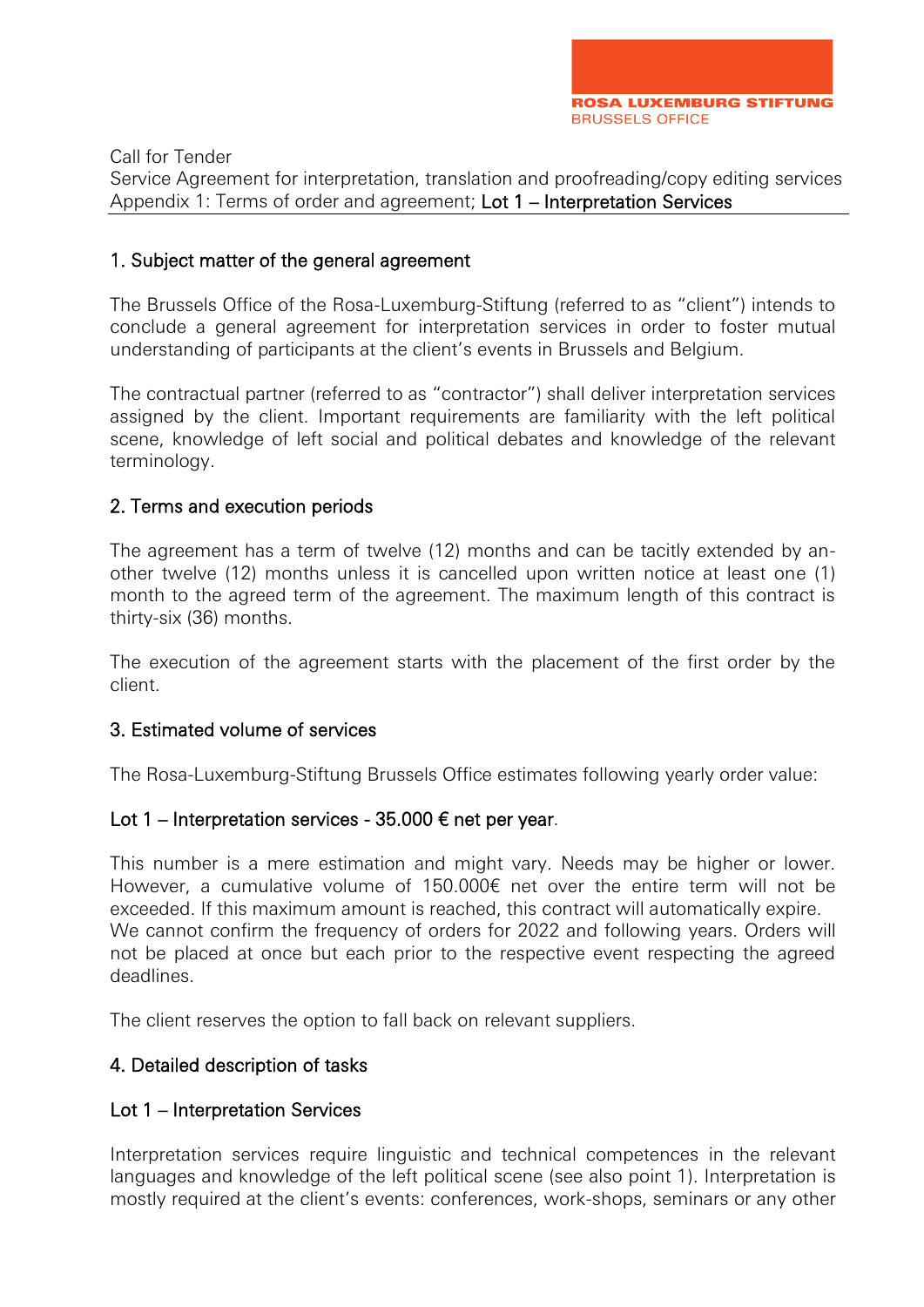Call for Tender
Service Agreement for interpretation, translation and proofreading/copy editing services
Appendix 1: Terms of order and agreement; Lot 1 – Interpretation Services

## 1. Subject matter of the general agreement

The Brussels Office of the Rosa-Luxemburg-Stiftung (referred to as "client") intends to conclude a general agreement for interpretation services in order to foster mutual understanding of participants at the client's events in Brussels and Belgium.

The contractual partner (referred to as "contractor") shall deliver interpretation services assigned by the client. Important requirements are familiarity with the left political scene, knowledge of left social and political debates and knowledge of the relevant terminology.

## 2. Terms and execution periods

The agreement has a term of twelve (12) months and can be tacitly extended by another twelve (12) months unless it is cancelled upon written notice at least one (1) month to the agreed term of the agreement. The maximum length of this contract is thirty-six (36) months.

The execution of the agreement starts with the placement of the first order by the client.

## 3. Estimated volume of services

The Rosa-Luxemburg-Stiftung Brussels Office estimates following yearly order value:

Lot 1 – Interpretation services - 35.000 € net per year.

This number is a mere estimation and might vary. Needs may be higher or lower. However, a cumulative volume of 150.000€ net over the entire term will not be exceeded. If this maximum amount is reached, this contract will automatically expire.
We cannot confirm the frequency of orders for 2022 and following years. Orders will not be placed at once but each prior to the respective event respecting the agreed deadlines.

The client reserves the option to fall back on relevant suppliers.

## 4. Detailed description of tasks

### Lot 1 – Interpretation Services

Interpretation services require linguistic and technical competences in the relevant languages and knowledge of the left political scene (see also point 1). Interpretation is mostly required at the client's events: conferences, work-shops, seminars or any other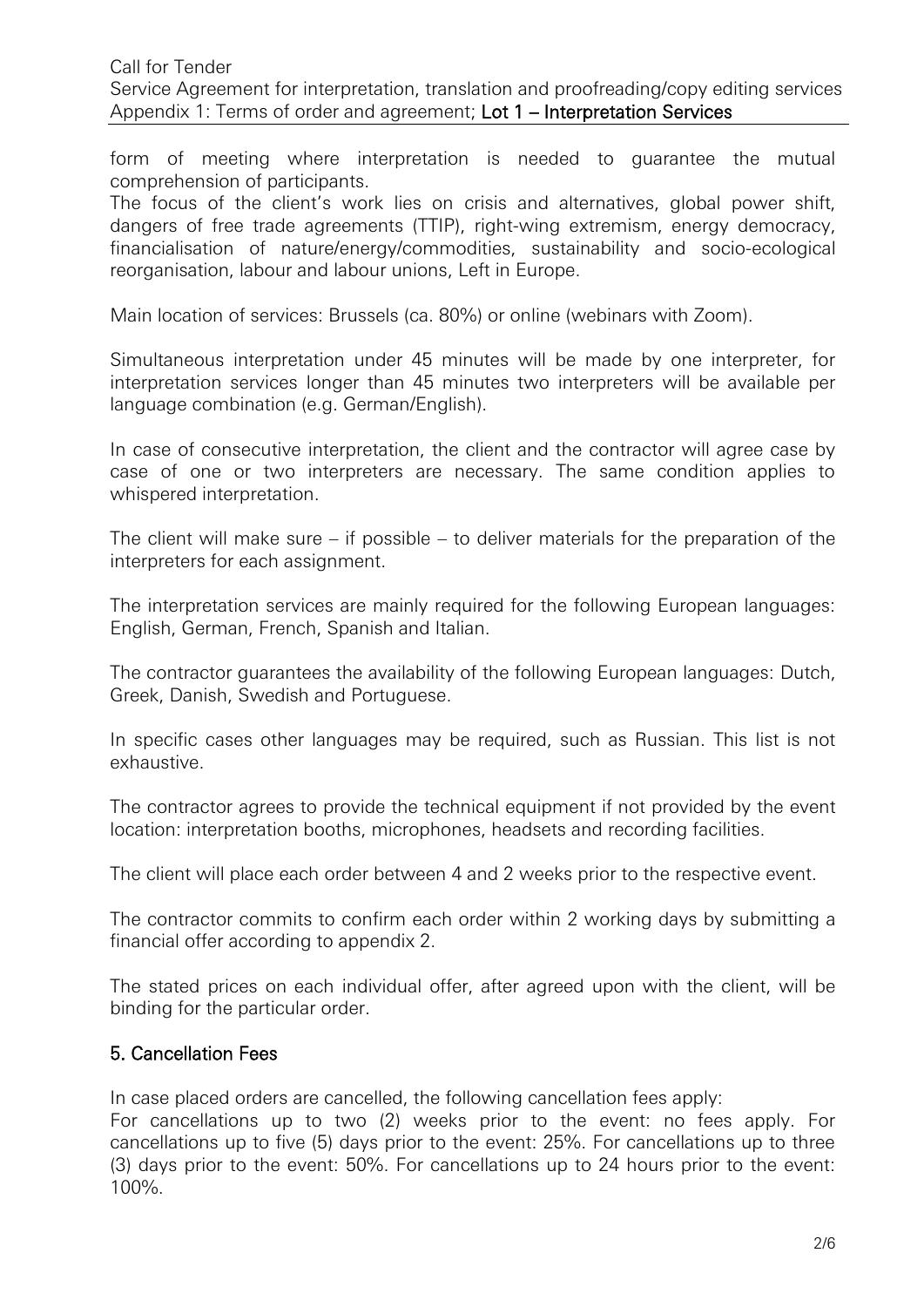form of meeting where interpretation is needed to guarantee the mutual comprehension of participants.

The focus of the client's work lies on crisis and alternatives, global power shift, dangers of free trade agreements (TTIP), right-wing extremism, energy democracy, financialisation of nature/energy/commodities, sustainability and socio-ecological reorganisation, labour and labour unions, Left in Europe.

Main location of services: Brussels (ca. 80%) or online (webinars with Zoom).

Simultaneous interpretation under 45 minutes will be made by one interpreter, for interpretation services longer than 45 minutes two interpreters will be available per language combination (e.g. German/English).

In case of consecutive interpretation, the client and the contractor will agree case by case of one or two interpreters are necessary. The same condition applies to whispered interpretation.

The client will make sure – if possible – to deliver materials for the preparation of the interpreters for each assignment.

The interpretation services are mainly required for the following European languages: English, German, French, Spanish and Italian.

The contractor guarantees the availability of the following European languages: Dutch, Greek, Danish, Swedish and Portuguese.

In specific cases other languages may be required, such as Russian. This list is not exhaustive.

The contractor agrees to provide the technical equipment if not provided by the event location: interpretation booths, microphones, headsets and recording facilities.

The client will place each order between 4 and 2 weeks prior to the respective event.

The contractor commits to confirm each order within 2 working days by submitting a financial offer according to appendix 2.

The stated prices on each individual offer, after agreed upon with the client, will be binding for the particular order.

## 5. Cancellation Fees

In case placed orders are cancelled, the following cancellation fees apply:
For cancellations up to two (2) weeks prior to the event: no fees apply. For cancellations up to five (5) days prior to the event: 25%. For cancellations up to three (3) days prior to the event: 50%. For cancellations up to 24 hours prior to the event: 100%.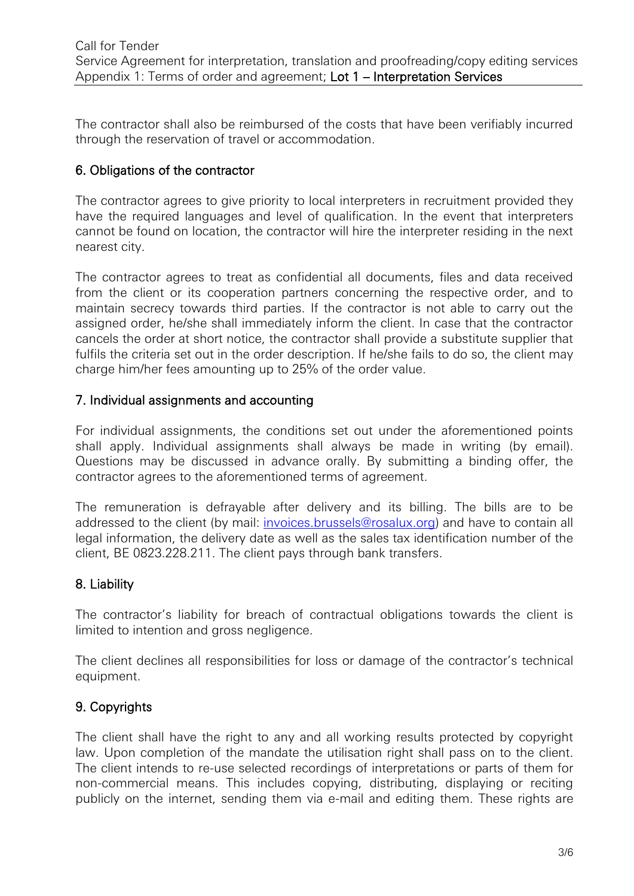The contractor shall also be reimbursed of the costs that have been verifiably incurred through the reservation of travel or accommodation.

## 6. Obligations of the contractor

The contractor agrees to give priority to local interpreters in recruitment provided they have the required languages and level of qualification. In the event that interpreters cannot be found on location, the contractor will hire the interpreter residing in the next nearest city.

The contractor agrees to treat as confidential all documents, files and data received from the client or its cooperation partners concerning the respective order, and to maintain secrecy towards third parties. If the contractor is not able to carry out the assigned order, he/she shall immediately inform the client. In case that the contractor cancels the order at short notice, the contractor shall provide a substitute supplier that fulfils the criteria set out in the order description. If he/she fails to do so, the client may charge him/her fees amounting up to 25% of the order value.

## 7. Individual assignments and accounting

For individual assignments, the conditions set out under the aforementioned points shall apply. Individual assignments shall always be made in writing (by email). Questions may be discussed in advance orally. By submitting a binding offer, the contractor agrees to the aforementioned terms of agreement.

The remuneration is defrayable after delivery and its billing. The bills are to be addressed to the client (by mail: invoices.brussels@rosalux.org) and have to contain all legal information, the delivery date as well as the sales tax identification number of the client, BE 0823.228.211. The client pays through bank transfers.

## 8. Liability

The contractor's liability for breach of contractual obligations towards the client is limited to intention and gross negligence.

The client declines all responsibilities for loss or damage of the contractor's technical equipment.

## 9. Copyrights

The client shall have the right to any and all working results protected by copyright law. Upon completion of the mandate the utilisation right shall pass on to the client. The client intends to re-use selected recordings of interpretations or parts of them for non-commercial means. This includes copying, distributing, displaying or reciting publicly on the internet, sending them via e-mail and editing them. These rights are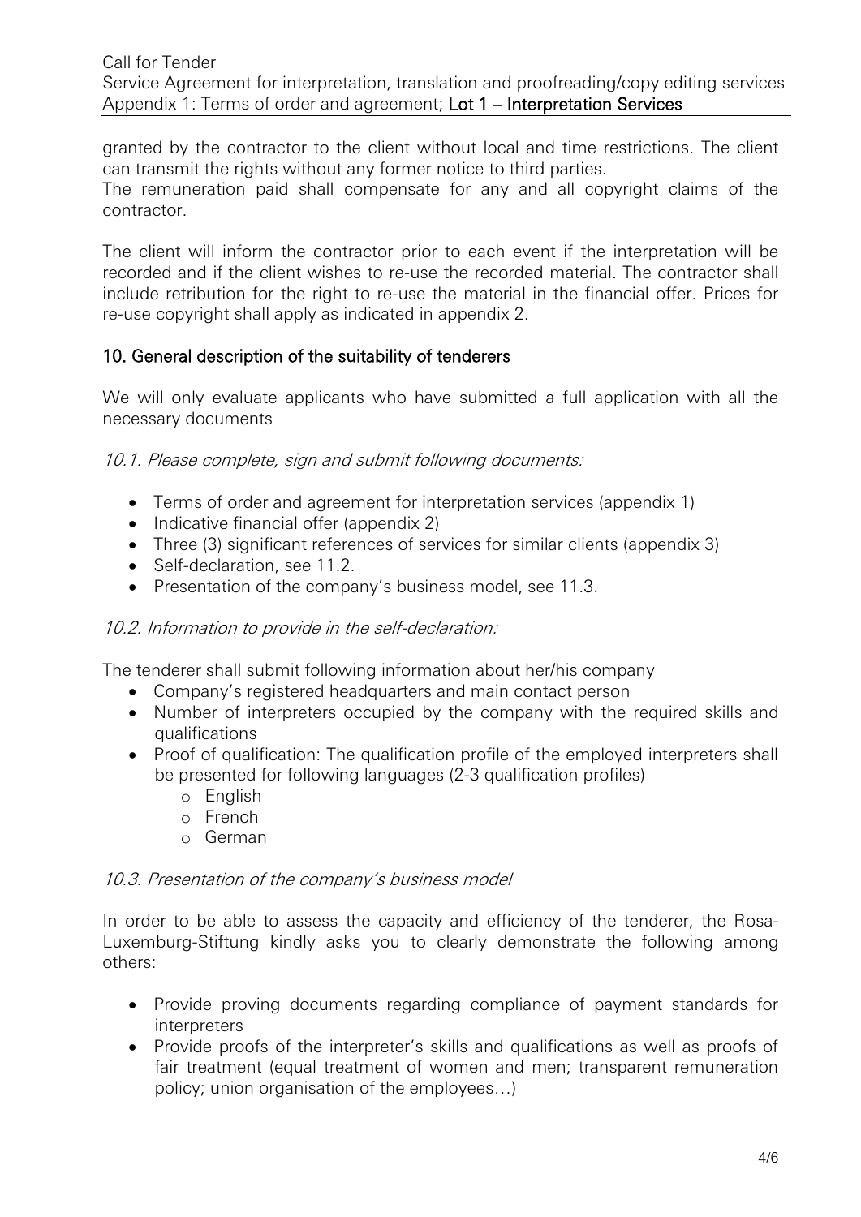granted by the contractor to the client without local and time restrictions. The client can transmit the rights without any former notice to third parties.
The remuneration paid shall compensate for any and all copyright claims of the contractor.

The client will inform the contractor prior to each event if the interpretation will be recorded and if the client wishes to re-use the recorded material. The contractor shall include retribution for the right to re-use the material in the financial offer. Prices for re-use copyright shall apply as indicated in appendix 2.

## 10. General description of the suitability of tenderers

We will only evaluate applicants who have submitted a full application with all the necessary documents

*10.1. Please complete, sign and submit following documents:*

- Terms of order and agreement for interpretation services (appendix 1)
- Indicative financial offer (appendix 2)
- Three (3) significant references of services for similar clients (appendix 3)
- Self-declaration, see 11.2.
- Presentation of the company's business model, see 11.3.

*10.2. Information to provide in the self-declaration:*

The tenderer shall submit following information about her/his company

- Company's registered headquarters and main contact person
- Number of interpreters occupied by the company with the required skills and qualifications
- Proof of qualification: The qualification profile of the employed interpreters shall be presented for following languages (2-3 qualification profiles)
  - English
  - French
  - German

*10.3. Presentation of the company's business model*

In order to be able to assess the capacity and efficiency of the tenderer, the Rosa-Luxemburg-Stiftung kindly asks you to clearly demonstrate the following among others:

- Provide proving documents regarding compliance of payment standards for interpreters
- Provide proofs of the interpreter's skills and qualifications as well as proofs of fair treatment (equal treatment of women and men; transparent remuneration policy; union organisation of the employees…)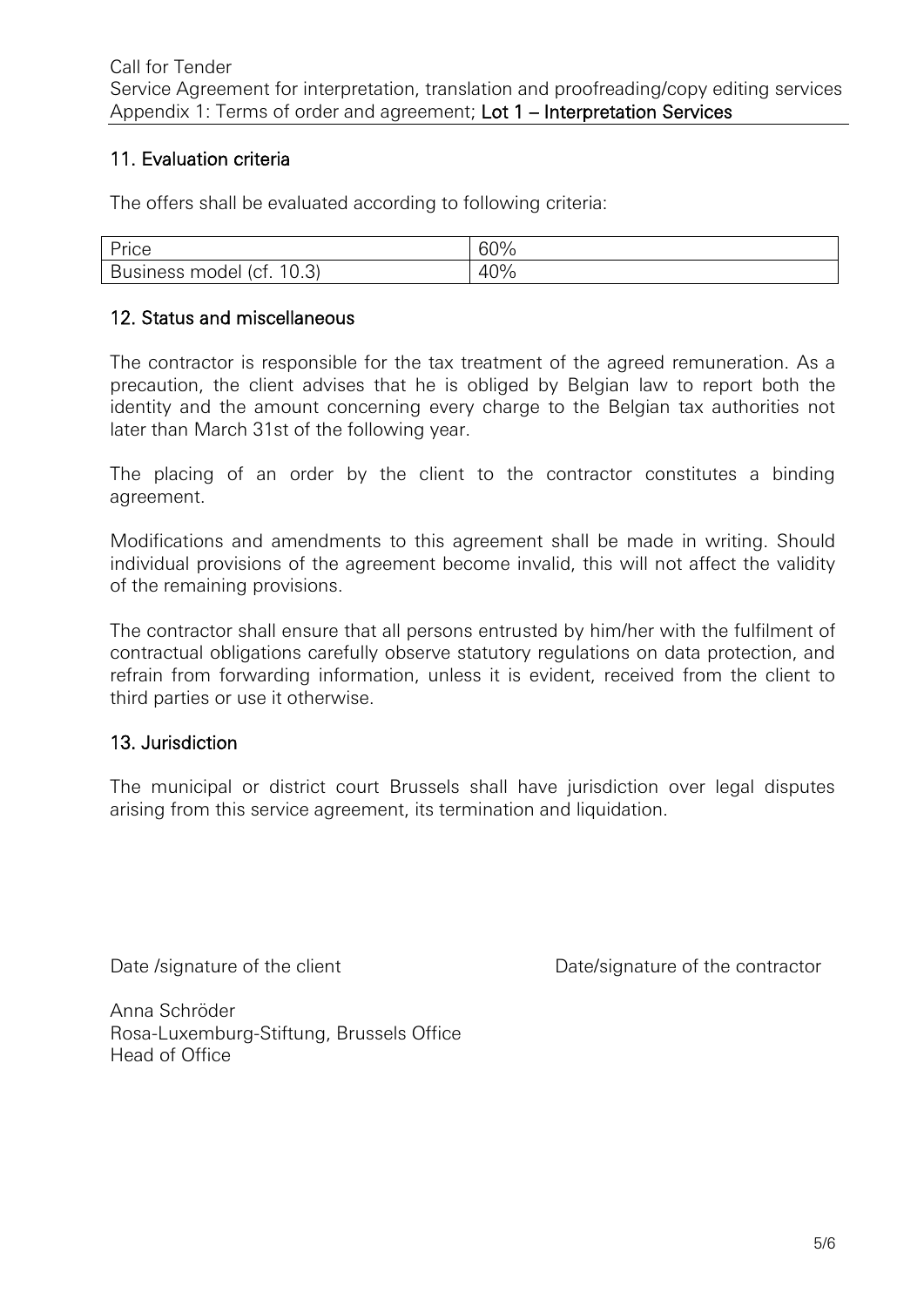## 11. Evaluation criteria

The offers shall be evaluated according to following criteria:

| Price | 60% |
|---|---|
| Business model (cf. 10.3) | 40% |

## 12. Status and miscellaneous

The contractor is responsible for the tax treatment of the agreed remuneration. As a precaution, the client advises that he is obliged by Belgian law to report both the identity and the amount concerning every charge to the Belgian tax authorities not later than March 31st of the following year.

The placing of an order by the client to the contractor constitutes a binding agreement.

Modifications and amendments to this agreement shall be made in writing. Should individual provisions of the agreement become invalid, this will not affect the validity of the remaining provisions.

The contractor shall ensure that all persons entrusted by him/her with the fulfilment of contractual obligations carefully observe statutory regulations on data protection, and refrain from forwarding information, unless it is evident, received from the client to third parties or use it otherwise.

## 13. Jurisdiction

The municipal or district court Brussels shall have jurisdiction over legal disputes arising from this service agreement, its termination and liquidation.

Date /signature of the client

Date/signature of the contractor

Anna Schröder
Rosa-Luxemburg-Stiftung, Brussels Office
Head of Office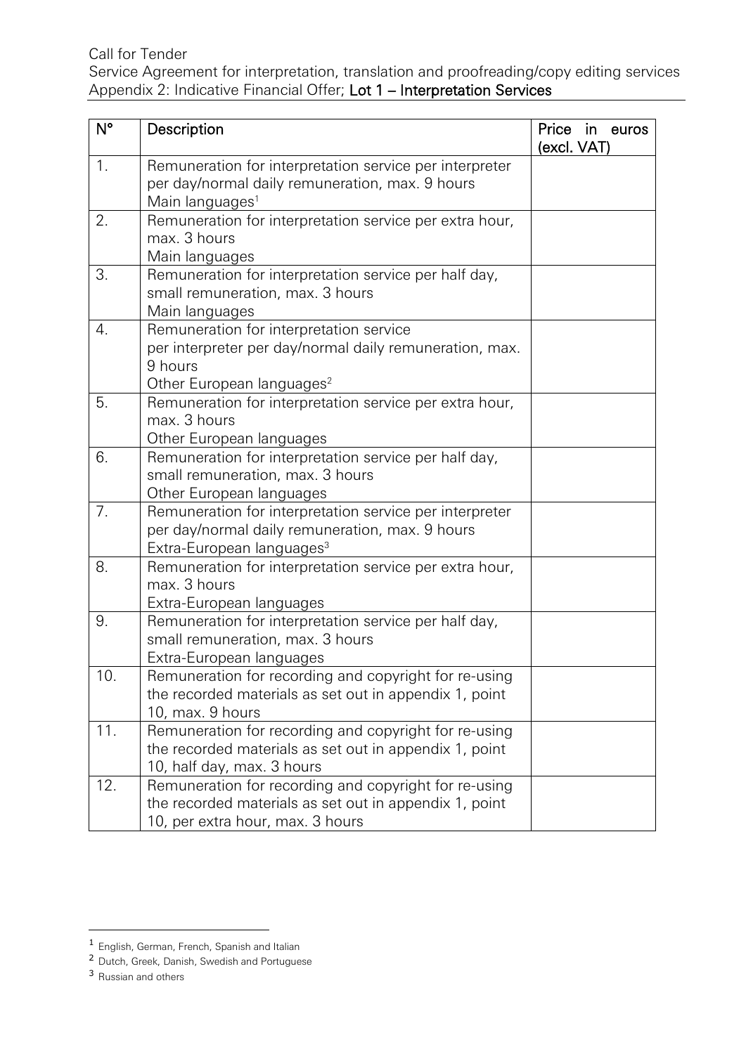Call for Tender
Service Agreement for interpretation, translation and proofreading/copy editing services
Appendix 2: Indicative Financial Offer; **Lot 1 – Interpretation Services**

| N° | Description | Price in euros (excl. VAT) |
|---|---|---|
| 1. | Remuneration for interpretation service per interpreter per day/normal daily remuneration, max. 9 hours<br>Main languages[1] | |
| 2. | Remuneration for interpretation service per extra hour, max. 3 hours<br>Main languages | |
| 3. | Remuneration for interpretation service per half day, small remuneration, max. 3 hours<br>Main languages | |
| 4. | Remuneration for interpretation service per interpreter per day/normal daily remuneration, max. 9 hours<br>Other European languages[2] | |
| 5. | Remuneration for interpretation service per extra hour, max. 3 hours<br>Other European languages | |
| 6. | Remuneration for interpretation service per half day, small remuneration, max. 3 hours<br>Other European languages | |
| 7. | Remuneration for interpretation service per interpreter per day/normal daily remuneration, max. 9 hours<br>Extra-European languages[3] | |
| 8. | Remuneration for interpretation service per extra hour, max. 3 hours<br>Extra-European languages | |
| 9. | Remuneration for interpretation service per half day, small remuneration, max. 3 hours<br>Extra-European languages | |
| 10. | Remuneration for recording and copyright for re-using the recorded materials as set out in appendix 1, point 10, max. 9 hours | |
| 11. | Remuneration for recording and copyright for re-using the recorded materials as set out in appendix 1, point 10, half day, max. 3 hours | |
| 12. | Remuneration for recording and copyright for re-using the recorded materials as set out in appendix 1, point 10, per extra hour, max. 3 hours | |

---

[1] English, German, French, Spanish and Italian

[2] Dutch, Greek, Danish, Swedish and Portuguese

[3] Russian and others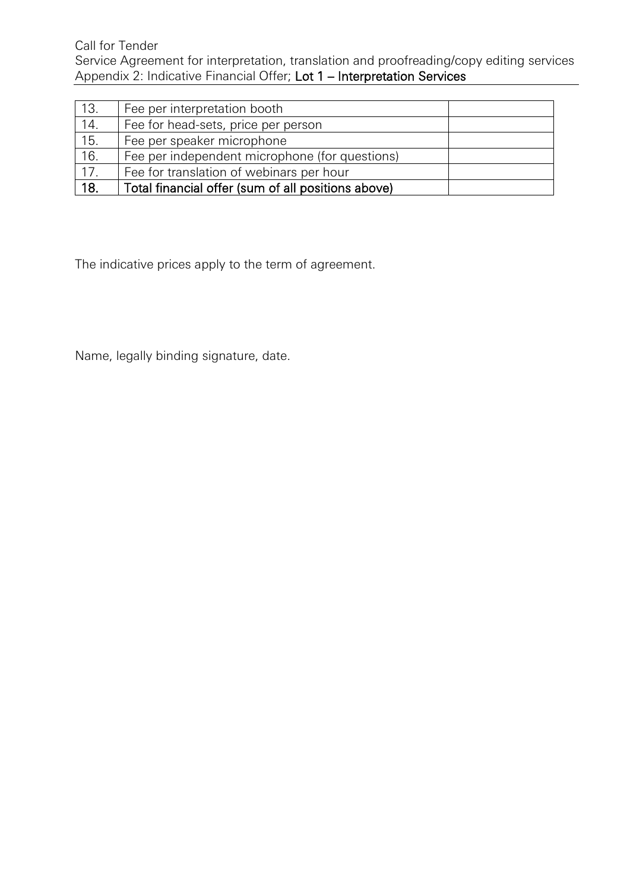| 13. | Fee per interpretation booth | |
|---|---|---|
| 14. | Fee for head-sets, price per person | |
| 15. | Fee per speaker microphone | |
| 16. | Fee per independent microphone (for questions) | |
| 17. | Fee for translation of webinars per hour | |
| **18.** | **Total financial offer (sum of all positions above)** | |

The indicative prices apply to the term of agreement.

Name, legally binding signature, date.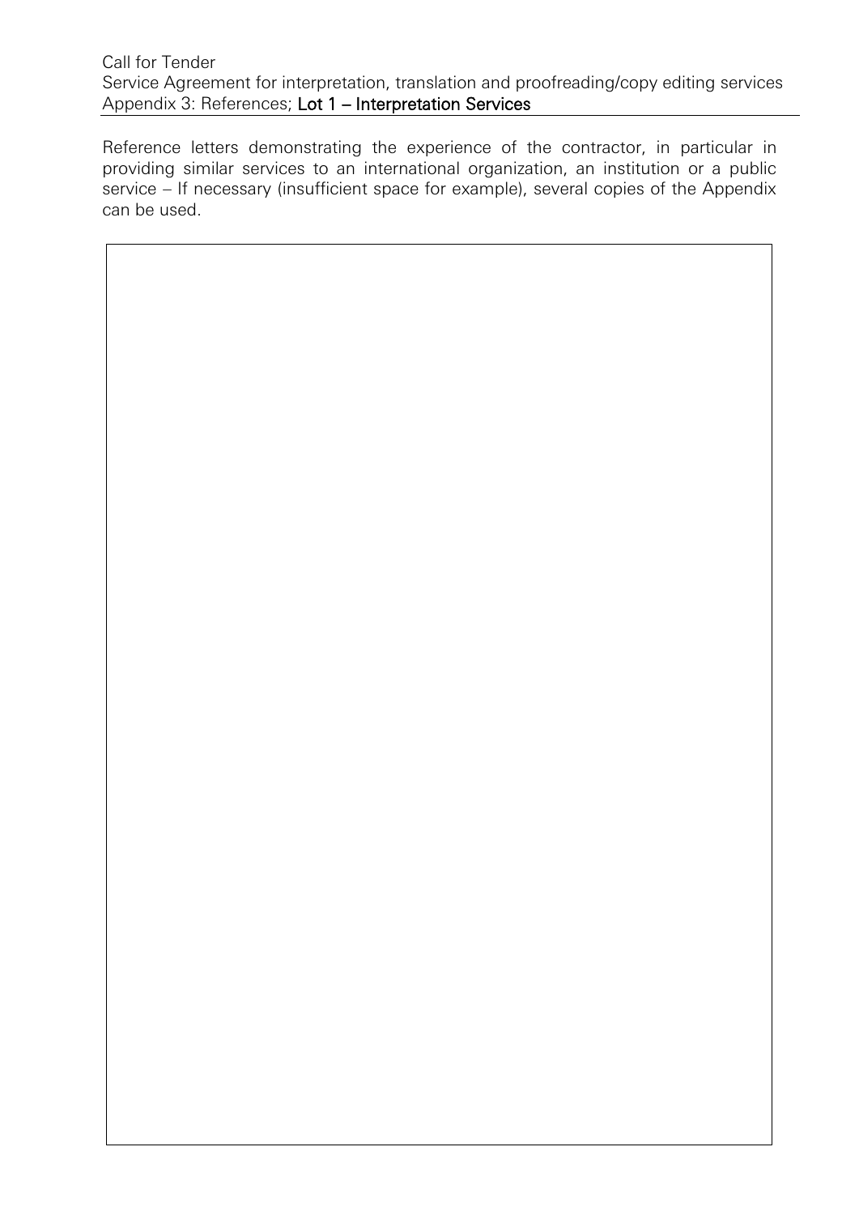Call for Tender
Service Agreement for interpretation, translation and proofreading/copy editing services
Appendix 3: References; **Lot 1 – Interpretation Services**

Reference letters demonstrating the experience of the contractor, in particular in providing similar services to an international organization, an institution or a public service – If necessary (insufficient space for example), several copies of the Appendix can be used.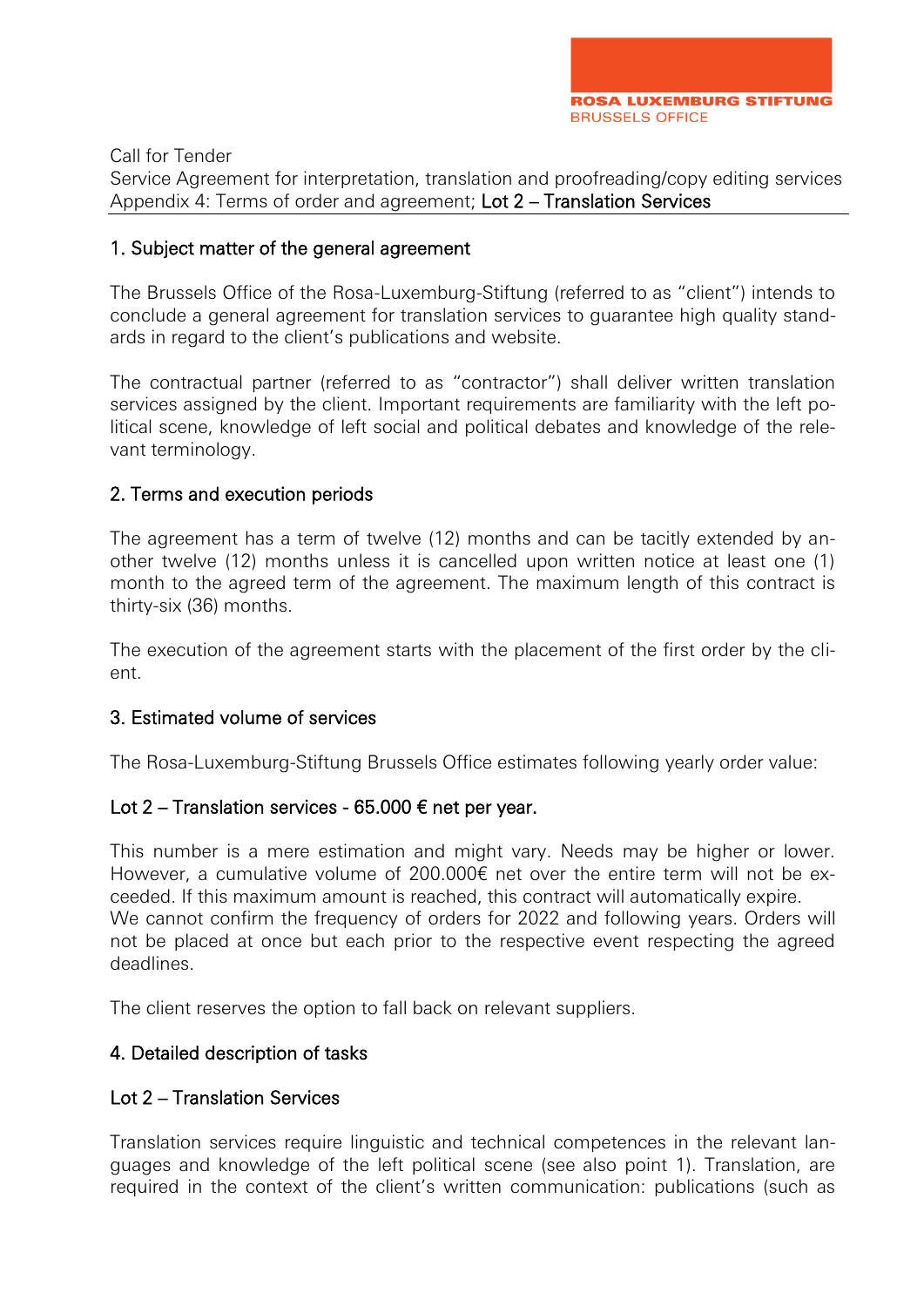Call for Tender
Service Agreement for interpretation, translation and proofreading/copy editing services
Appendix 4: Terms of order and agreement; Lot 2 – Translation Services

## 1. Subject matter of the general agreement

The Brussels Office of the Rosa-Luxemburg-Stiftung (referred to as "client") intends to conclude a general agreement for translation services to guarantee high quality standards in regard to the client's publications and website.

The contractual partner (referred to as "contractor") shall deliver written translation services assigned by the client. Important requirements are familiarity with the left political scene, knowledge of left social and political debates and knowledge of the relevant terminology.

## 2. Terms and execution periods

The agreement has a term of twelve (12) months and can be tacitly extended by another twelve (12) months unless it is cancelled upon written notice at least one (1) month to the agreed term of the agreement. The maximum length of this contract is thirty-six (36) months.

The execution of the agreement starts with the placement of the first order by the client.

## 3. Estimated volume of services

The Rosa-Luxemburg-Stiftung Brussels Office estimates following yearly order value:

**Lot 2 – Translation services - 65.000 € net per year.**

This number is a mere estimation and might vary. Needs may be higher or lower. However, a cumulative volume of 200.000€ net over the entire term will not be exceeded. If this maximum amount is reached, this contract will automatically expire.
We cannot confirm the frequency of orders for 2022 and following years. Orders will not be placed at once but each prior to the respective event respecting the agreed deadlines.

The client reserves the option to fall back on relevant suppliers.

## 4. Detailed description of tasks

### Lot 2 – Translation Services

Translation services require linguistic and technical competences in the relevant languages and knowledge of the left political scene (see also point 1). Translation, are required in the context of the client's written communication: publications (such as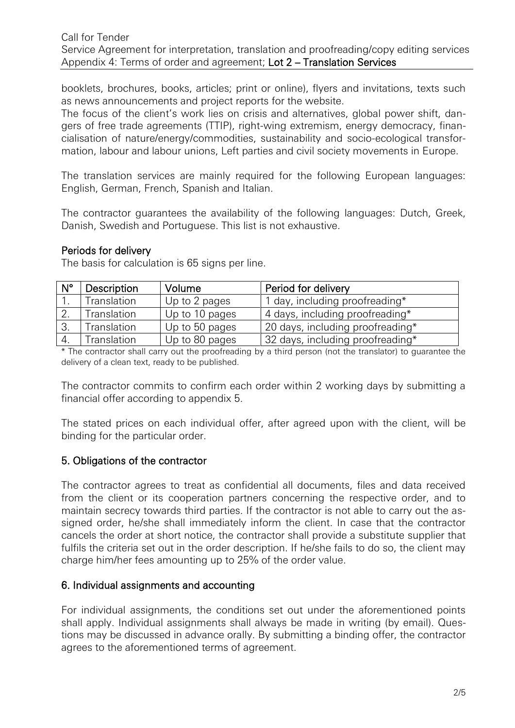booklets, brochures, books, articles; print or online), flyers and invitations, texts such as news announcements and project reports for the website.

The focus of the client's work lies on crisis and alternatives, global power shift, dangers of free trade agreements (TTIP), right-wing extremism, energy democracy, financialisation of nature/energy/commodities, sustainability and socio-ecological transformation, labour and labour unions, Left parties and civil society movements in Europe.

The translation services are mainly required for the following European languages: English, German, French, Spanish and Italian.

The contractor guarantees the availability of the following languages: Dutch, Greek, Danish, Swedish and Portuguese. This list is not exhaustive.

### Periods for delivery

The basis for calculation is 65 signs per line.

| N° | Description | Volume | Period for delivery |
|---|---|---|---|
| 1. | Translation | Up to 2 pages | 1 day, including proofreading* |
| 2. | Translation | Up to 10 pages | 4 days, including proofreading* |
| 3. | Translation | Up to 50 pages | 20 days, including proofreading* |
| 4. | Translation | Up to 80 pages | 32 days, including proofreading* |

* The contractor shall carry out the proofreading by a third person (not the translator) to guarantee the delivery of a clean text, ready to be published.

The contractor commits to confirm each order within 2 working days by submitting a financial offer according to appendix 5.

The stated prices on each individual offer, after agreed upon with the client, will be binding for the particular order.

## 5. Obligations of the contractor

The contractor agrees to treat as confidential all documents, files and data received from the client or its cooperation partners concerning the respective order, and to maintain secrecy towards third parties. If the contractor is not able to carry out the assigned order, he/she shall immediately inform the client. In case that the contractor cancels the order at short notice, the contractor shall provide a substitute supplier that fulfils the criteria set out in the order description. If he/she fails to do so, the client may charge him/her fees amounting up to 25% of the order value.

## 6. Individual assignments and accounting

For individual assignments, the conditions set out under the aforementioned points shall apply. Individual assignments shall always be made in writing (by email). Questions may be discussed in advance orally. By submitting a binding offer, the contractor agrees to the aforementioned terms of agreement.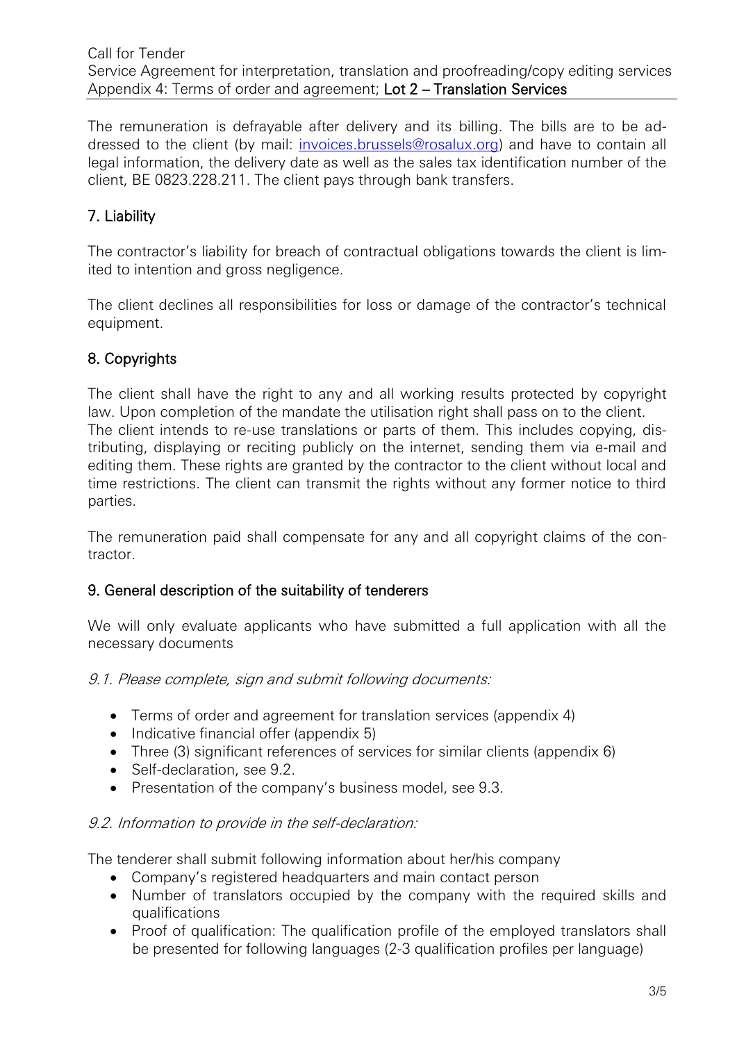The remuneration is defrayable after delivery and its billing. The bills are to be addressed to the client (by mail: [invoices.brussels@rosalux.org](mailto:invoices.brussels@rosalux.org)) and have to contain all legal information, the delivery date as well as the sales tax identification number of the client, BE 0823.228.211. The client pays through bank transfers.

## 7. Liability

The contractor's liability for breach of contractual obligations towards the client is limited to intention and gross negligence.

The client declines all responsibilities for loss or damage of the contractor's technical equipment.

## 8. Copyrights

The client shall have the right to any and all working results protected by copyright law. Upon completion of the mandate the utilisation right shall pass on to the client. The client intends to re-use translations or parts of them. This includes copying, distributing, displaying or reciting publicly on the internet, sending them via e-mail and editing them. These rights are granted by the contractor to the client without local and time restrictions. The client can transmit the rights without any former notice to third parties.

The remuneration paid shall compensate for any and all copyright claims of the contractor.

## 9. General description of the suitability of tenderers

We will only evaluate applicants who have submitted a full application with all the necessary documents

*9.1. Please complete, sign and submit following documents:*

- Terms of order and agreement for translation services (appendix 4)
- Indicative financial offer (appendix 5)
- Three (3) significant references of services for similar clients (appendix 6)
- Self-declaration, see 9.2.
- Presentation of the company's business model, see 9.3.

*9.2. Information to provide in the self-declaration:*

The tenderer shall submit following information about her/his company

- Company's registered headquarters and main contact person
- Number of translators occupied by the company with the required skills and qualifications
- Proof of qualification: The qualification profile of the employed translators shall be presented for following languages (2-3 qualification profiles per language)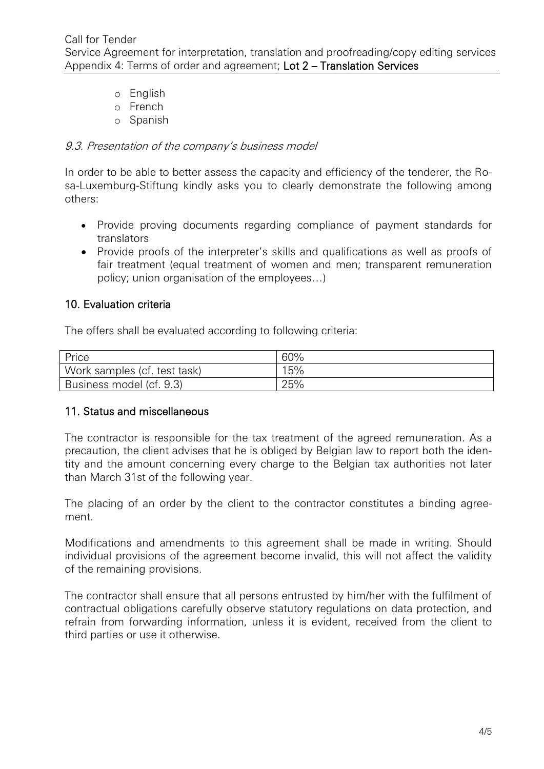- English
- French
- Spanish

### *9.3. Presentation of the company's business model*

In order to be able to better assess the capacity and efficiency of the tenderer, the Rosa-Luxemburg-Stiftung kindly asks you to clearly demonstrate the following among others:

- Provide proving documents regarding compliance of payment standards for translators
- Provide proofs of the interpreter's skills and qualifications as well as proofs of fair treatment (equal treatment of women and men; transparent remuneration policy; union organisation of the employees…)

## 10. Evaluation criteria

The offers shall be evaluated according to following criteria:

| Price | 60% |
|---|---|
| Work samples (cf. test task) | 15% |
| Business model (cf. 9.3) | 25% |

## 11. Status and miscellaneous

The contractor is responsible for the tax treatment of the agreed remuneration. As a precaution, the client advises that he is obliged by Belgian law to report both the identity and the amount concerning every charge to the Belgian tax authorities not later than March 31st of the following year.

The placing of an order by the client to the contractor constitutes a binding agreement.

Modifications and amendments to this agreement shall be made in writing. Should individual provisions of the agreement become invalid, this will not affect the validity of the remaining provisions.

The contractor shall ensure that all persons entrusted by him/her with the fulfilment of contractual obligations carefully observe statutory regulations on data protection, and refrain from forwarding information, unless it is evident, received from the client to third parties or use it otherwise.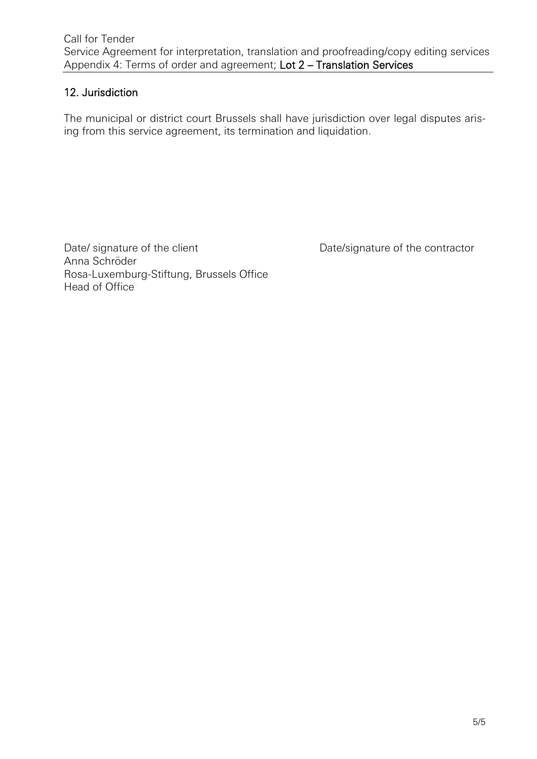## 12. Jurisdiction

The municipal or district court Brussels shall have jurisdiction over legal disputes arising from this service agreement, its termination and liquidation.

Date/ signature of the client
Anna Schröder
Rosa-Luxemburg-Stiftung, Brussels Office
Head of Office

Date/signature of the contractor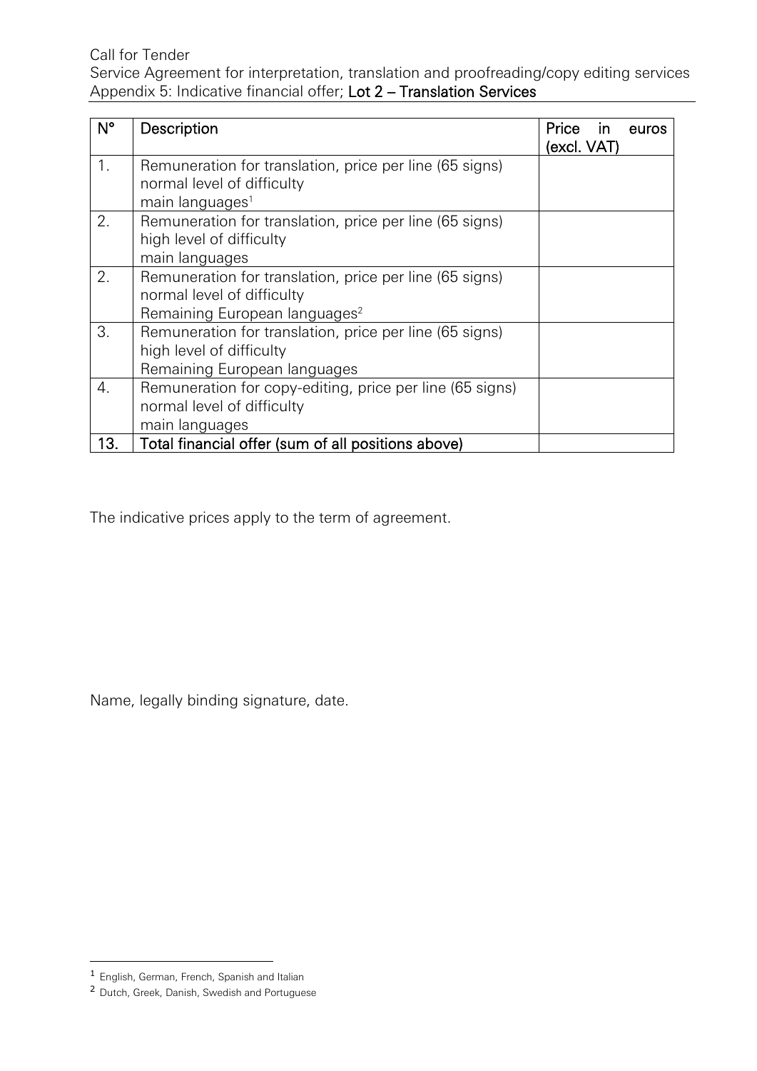Call for Tender
Service Agreement for interpretation, translation and proofreading/copy editing services
Appendix 5: Indicative financial offer; **Lot 2 – Translation Services**

| N° | Description | Price in euros (excl. VAT) |
|---|---|---|
| 1. | Remuneration for translation, price per line (65 signs)<br>normal level of difficulty<br>main languages[1] | |
| 2. | Remuneration for translation, price per line (65 signs)<br>high level of difficulty<br>main languages | |
| 2. | Remuneration for translation, price per line (65 signs)<br>normal level of difficulty<br>Remaining European languages[2] | |
| 3. | Remuneration for translation, price per line (65 signs)<br>high level of difficulty<br>Remaining European languages | |
| 4. | Remuneration for copy-editing, price per line (65 signs)<br>normal level of difficulty<br>main languages | |
| 13. | Total financial offer (sum of all positions above) | |

The indicative prices apply to the term of agreement.

Name, legally binding signature, date.

[1] English, German, French, Spanish and Italian

[2] Dutch, Greek, Danish, Swedish and Portuguese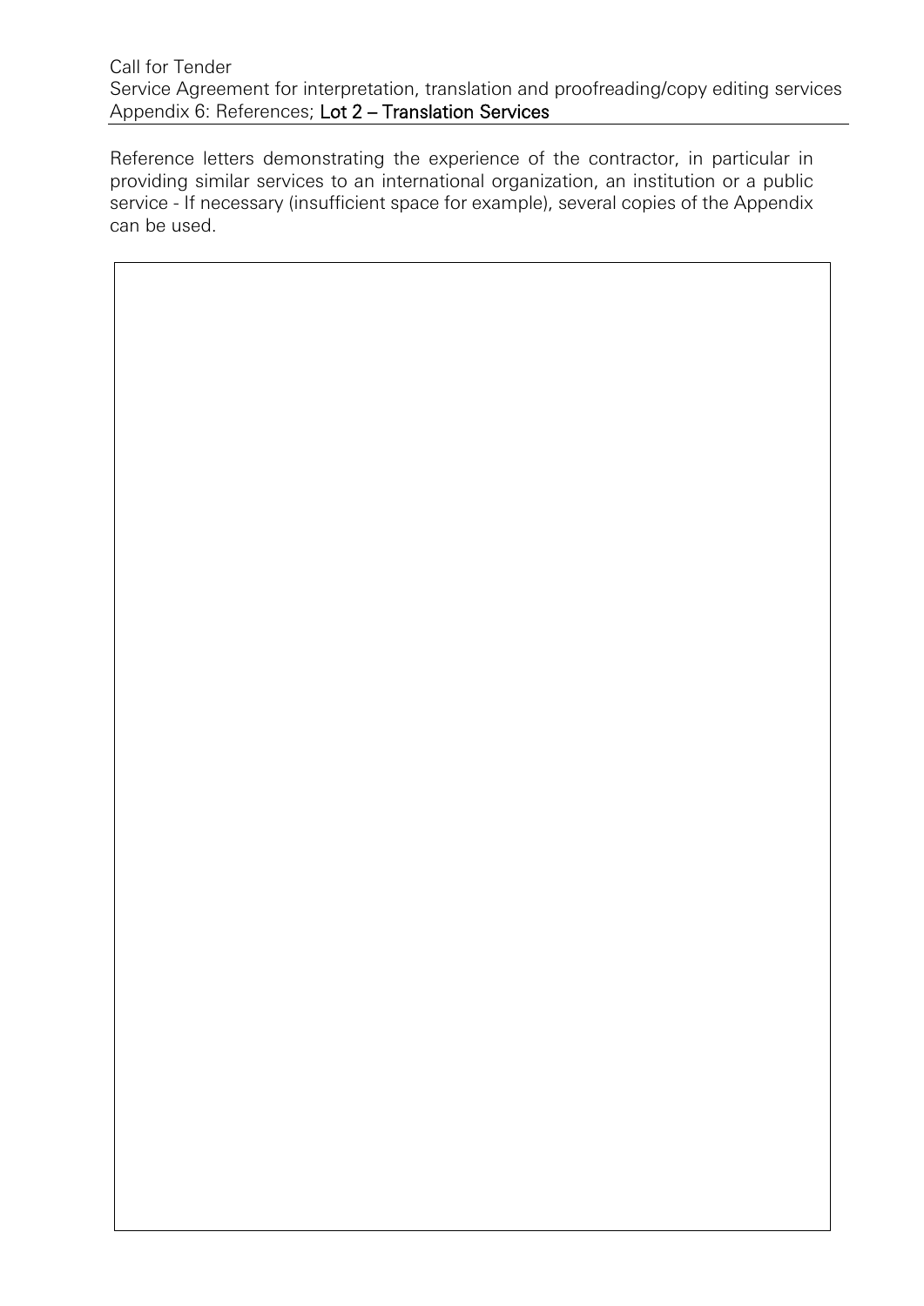Call for Tender
Service Agreement for interpretation, translation and proofreading/copy editing services
Appendix 6: References; **Lot 2 – Translation Services**

Reference letters demonstrating the experience of the contractor, in particular in providing similar services to an international organization, an institution or a public service - If necessary (insufficient space for example), several copies of the Appendix can be used.

| |
|---|
| |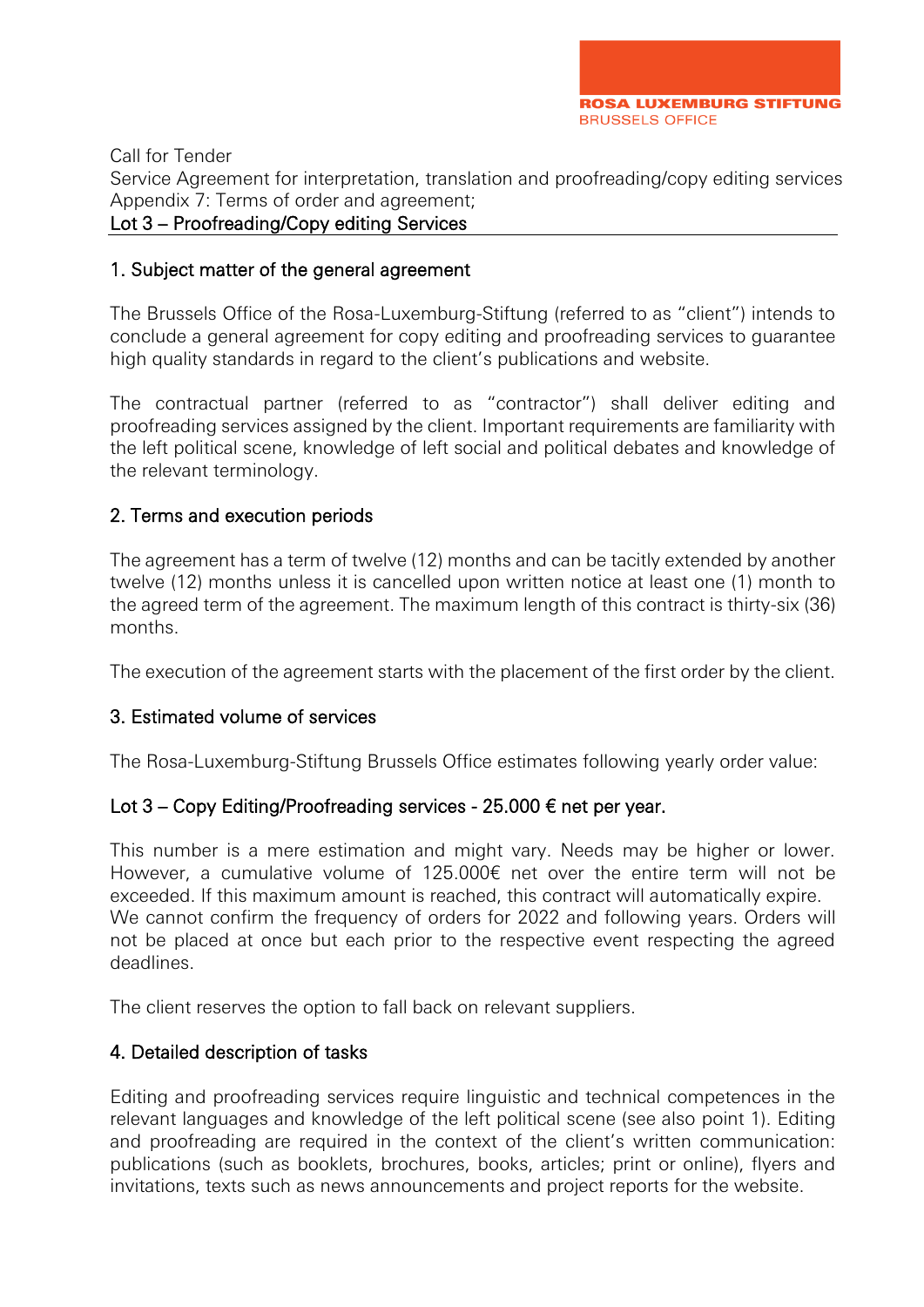Call for Tender
Service Agreement for interpretation, translation and proofreading/copy editing services
Appendix 7: Terms of order and agreement;
Lot 3 – Proofreading/Copy editing Services

## 1. Subject matter of the general agreement

The Brussels Office of the Rosa-Luxemburg-Stiftung (referred to as "client") intends to conclude a general agreement for copy editing and proofreading services to guarantee high quality standards in regard to the client's publications and website.

The contractual partner (referred to as "contractor") shall deliver editing and proofreading services assigned by the client. Important requirements are familiarity with the left political scene, knowledge of left social and political debates and knowledge of the relevant terminology.

## 2. Terms and execution periods

The agreement has a term of twelve (12) months and can be tacitly extended by another twelve (12) months unless it is cancelled upon written notice at least one (1) month to the agreed term of the agreement. The maximum length of this contract is thirty-six (36) months.

The execution of the agreement starts with the placement of the first order by the client.

## 3. Estimated volume of services

The Rosa-Luxemburg-Stiftung Brussels Office estimates following yearly order value:

### Lot 3 – Copy Editing/Proofreading services - 25.000 € net per year.

This number is a mere estimation and might vary. Needs may be higher or lower. However, a cumulative volume of 125.000€ net over the entire term will not be exceeded. If this maximum amount is reached, this contract will automatically expire. We cannot confirm the frequency of orders for 2022 and following years. Orders will not be placed at once but each prior to the respective event respecting the agreed deadlines.

The client reserves the option to fall back on relevant suppliers.

## 4. Detailed description of tasks

Editing and proofreading services require linguistic and technical competences in the relevant languages and knowledge of the left political scene (see also point 1). Editing and proofreading are required in the context of the client's written communication: publications (such as booklets, brochures, books, articles; print or online), flyers and invitations, texts such as news announcements and project reports for the website.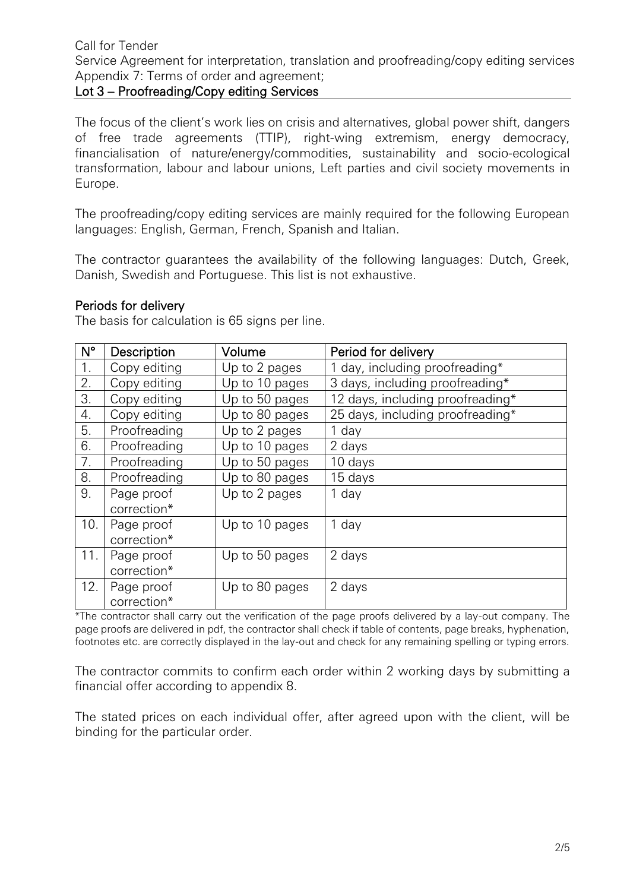Call for Tender
Service Agreement for interpretation, translation and proofreading/copy editing services
Appendix 7: Terms of order and agreement;

## Lot 3 – Proofreading/Copy editing Services

The focus of the client's work lies on crisis and alternatives, global power shift, dangers of free trade agreements (TTIP), right-wing extremism, energy democracy, financialisation of nature/energy/commodities, sustainability and socio-ecological transformation, labour and labour unions, Left parties and civil society movements in Europe.

The proofreading/copy editing services are mainly required for the following European languages: English, German, French, Spanish and Italian.

The contractor guarantees the availability of the following languages: Dutch, Greek, Danish, Swedish and Portuguese. This list is not exhaustive.

### Periods for delivery

The basis for calculation is 65 signs per line.

| N° | Description | Volume | Period for delivery |
|---|---|---|---|
| 1. | Copy editing | Up to 2 pages | 1 day, including proofreading* |
| 2. | Copy editing | Up to 10 pages | 3 days, including proofreading* |
| 3. | Copy editing | Up to 50 pages | 12 days, including proofreading* |
| 4. | Copy editing | Up to 80 pages | 25 days, including proofreading* |
| 5. | Proofreading | Up to 2 pages | 1 day |
| 6. | Proofreading | Up to 10 pages | 2 days |
| 7. | Proofreading | Up to 50 pages | 10 days |
| 8. | Proofreading | Up to 80 pages | 15 days |
| 9. | Page proof correction* | Up to 2 pages | 1 day |
| 10. | Page proof correction* | Up to 10 pages | 1 day |
| 11. | Page proof correction* | Up to 50 pages | 2 days |
| 12. | Page proof correction* | Up to 80 pages | 2 days |

*The contractor shall carry out the verification of the page proofs delivered by a lay-out company. The page proofs are delivered in pdf, the contractor shall check if table of contents, page breaks, hyphenation, footnotes etc. are correctly displayed in the lay-out and check for any remaining spelling or typing errors.

The contractor commits to confirm each order within 2 working days by submitting a financial offer according to appendix 8.

The stated prices on each individual offer, after agreed upon with the client, will be binding for the particular order.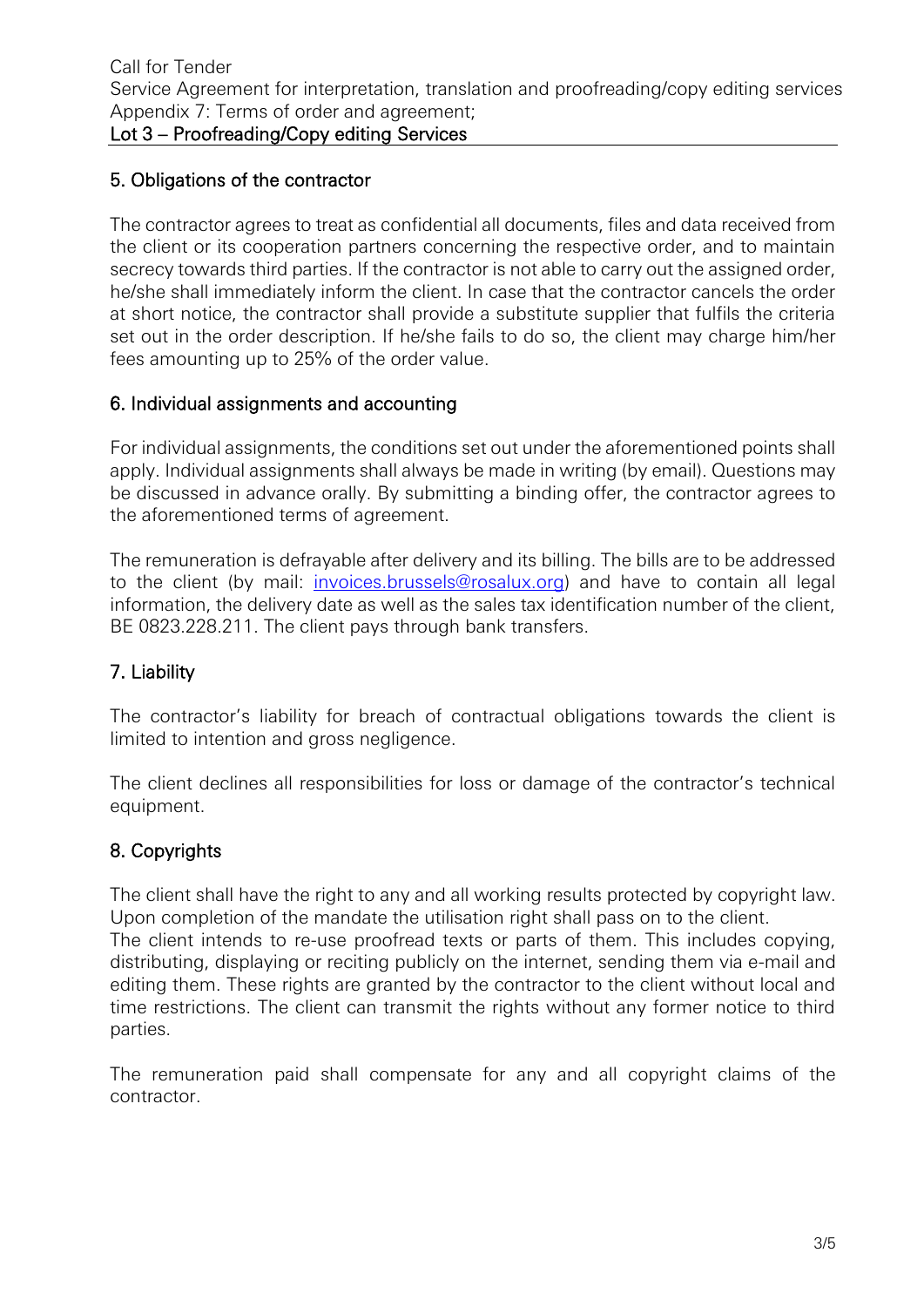## 5. Obligations of the contractor

The contractor agrees to treat as confidential all documents, files and data received from the client or its cooperation partners concerning the respective order, and to maintain secrecy towards third parties. If the contractor is not able to carry out the assigned order, he/she shall immediately inform the client. In case that the contractor cancels the order at short notice, the contractor shall provide a substitute supplier that fulfils the criteria set out in the order description. If he/she fails to do so, the client may charge him/her fees amounting up to 25% of the order value.

## 6. Individual assignments and accounting

For individual assignments, the conditions set out under the aforementioned points shall apply. Individual assignments shall always be made in writing (by email). Questions may be discussed in advance orally. By submitting a binding offer, the contractor agrees to the aforementioned terms of agreement.

The remuneration is defrayable after delivery and its billing. The bills are to be addressed to the client (by mail: invoices.brussels@rosalux.org) and have to contain all legal information, the delivery date as well as the sales tax identification number of the client, BE 0823.228.211. The client pays through bank transfers.

## 7. Liability

The contractor's liability for breach of contractual obligations towards the client is limited to intention and gross negligence.

The client declines all responsibilities for loss or damage of the contractor's technical equipment.

## 8. Copyrights

The client shall have the right to any and all working results protected by copyright law. Upon completion of the mandate the utilisation right shall pass on to the client.
The client intends to re-use proofread texts or parts of them. This includes copying, distributing, displaying or reciting publicly on the internet, sending them via e-mail and editing them. These rights are granted by the contractor to the client without local and time restrictions. The client can transmit the rights without any former notice to third parties.

The remuneration paid shall compensate for any and all copyright claims of the contractor.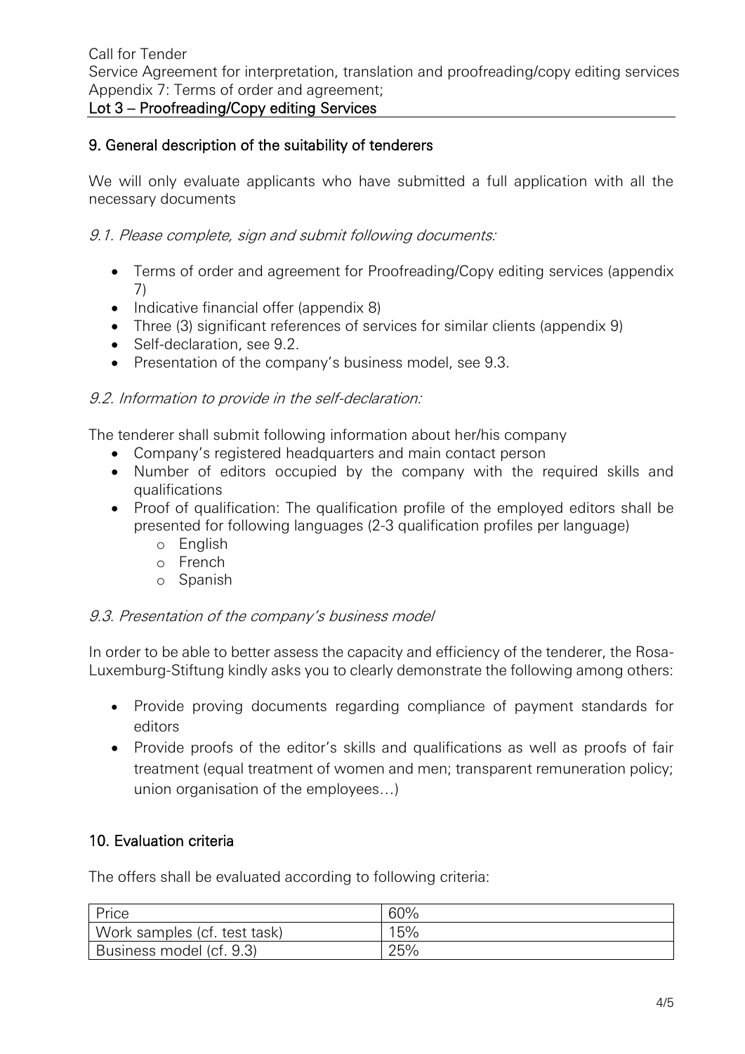Call for Tender
Service Agreement for interpretation, translation and proofreading/copy editing services
Appendix 7: Terms of order and agreement;
**Lot 3 – Proofreading/Copy editing Services**

## 9. General description of the suitability of tenderers

We will only evaluate applicants who have submitted a full application with all the necessary documents

### *9.1. Please complete, sign and submit following documents:*

- Terms of order and agreement for Proofreading/Copy editing services (appendix 7)
- Indicative financial offer (appendix 8)
- Three (3) significant references of services for similar clients (appendix 9)
- Self-declaration, see 9.2.
- Presentation of the company's business model, see 9.3.

### *9.2. Information to provide in the self-declaration:*

The tenderer shall submit following information about her/his company

- Company's registered headquarters and main contact person
- Number of editors occupied by the company with the required skills and qualifications
- Proof of qualification: The qualification profile of the employed editors shall be presented for following languages (2-3 qualification profiles per language)
  - English
  - French
  - Spanish

### *9.3. Presentation of the company's business model*

In order to be able to better assess the capacity and efficiency of the tenderer, the Rosa-Luxemburg-Stiftung kindly asks you to clearly demonstrate the following among others:

- Provide proving documents regarding compliance of payment standards for editors
- Provide proofs of the editor's skills and qualifications as well as proofs of fair treatment (equal treatment of women and men; transparent remuneration policy; union organisation of the employees…)

## 10. Evaluation criteria

The offers shall be evaluated according to following criteria:

| Price | 60% |
|---|---|
| Work samples (cf. test task) | 15% |
| Business model (cf. 9.3) | 25% |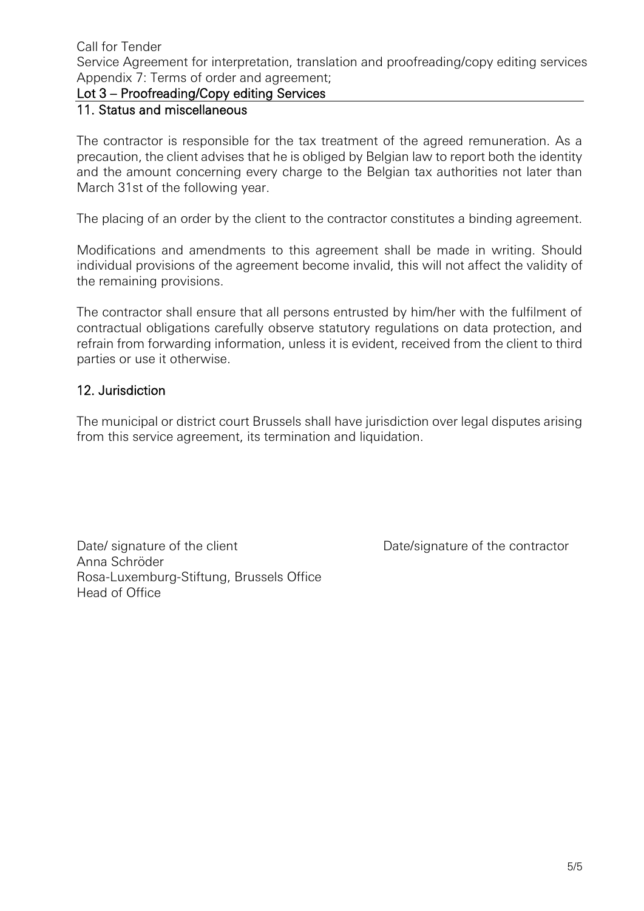Call for Tender
Service Agreement for interpretation, translation and proofreading/copy editing services
Appendix 7: Terms of order and agreement;

**Lot 3 – Proofreading/Copy editing Services**

## 11. Status and miscellaneous

The contractor is responsible for the tax treatment of the agreed remuneration. As a precaution, the client advises that he is obliged by Belgian law to report both the identity and the amount concerning every charge to the Belgian tax authorities not later than March 31st of the following year.

The placing of an order by the client to the contractor constitutes a binding agreement.

Modifications and amendments to this agreement shall be made in writing. Should individual provisions of the agreement become invalid, this will not affect the validity of the remaining provisions.

The contractor shall ensure that all persons entrusted by him/her with the fulfilment of contractual obligations carefully observe statutory regulations on data protection, and refrain from forwarding information, unless it is evident, received from the client to third parties or use it otherwise.

## 12. Jurisdiction

The municipal or district court Brussels shall have jurisdiction over legal disputes arising from this service agreement, its termination and liquidation.

Date/ signature of the client
Anna Schröder
Rosa-Luxemburg-Stiftung, Brussels Office
Head of Office

Date/signature of the contractor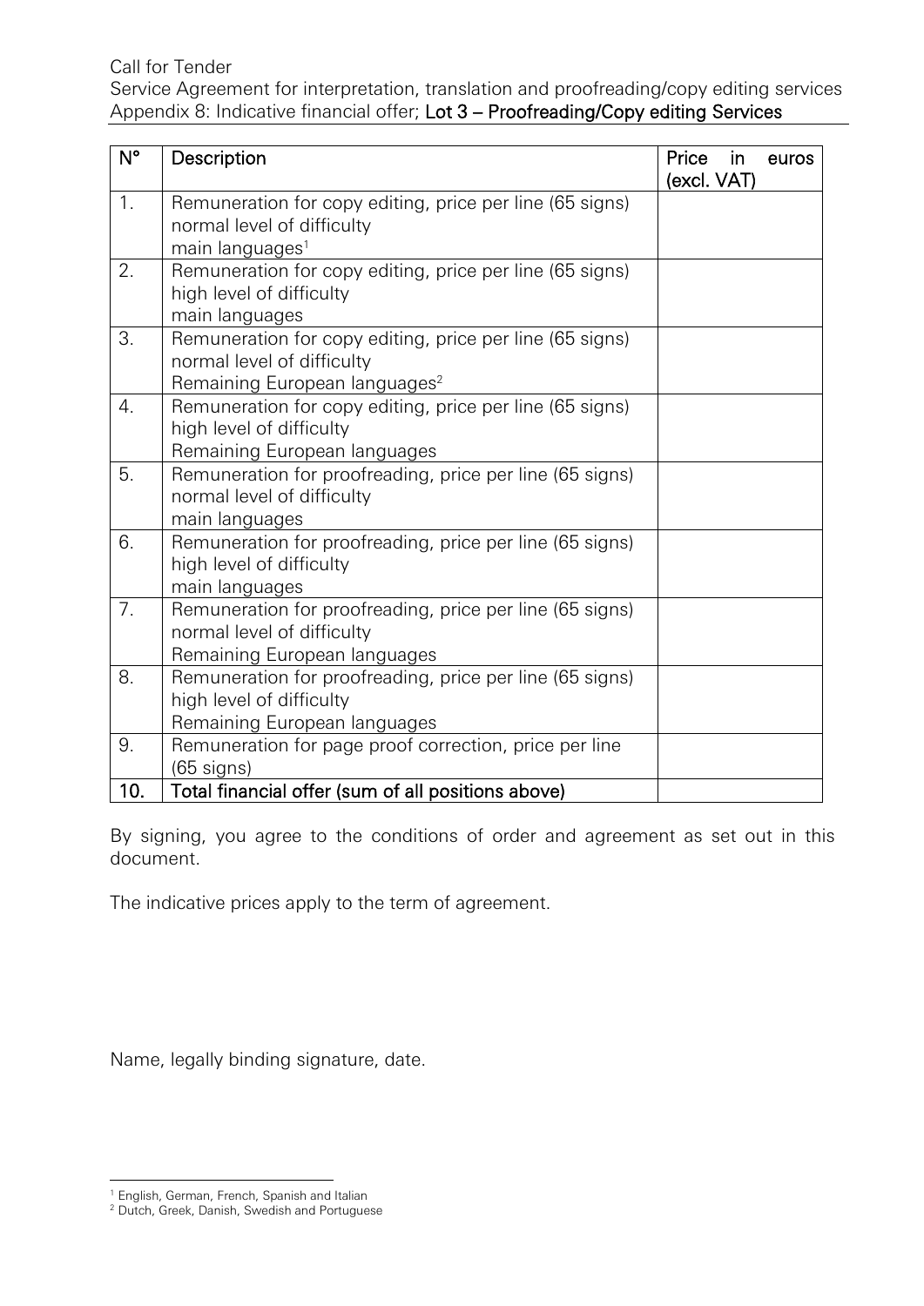Call for Tender
Service Agreement for interpretation, translation and proofreading/copy editing services
Appendix 8: Indicative financial offer; **Lot 3 – Proofreading/Copy editing Services**

| N° | Description | Price in euros (excl. VAT) |
|---|---|---|
| 1. | Remuneration for copy editing, price per line (65 signs)<br>normal level of difficulty<br>main languages[1] | |
| 2. | Remuneration for copy editing, price per line (65 signs)<br>high level of difficulty<br>main languages | |
| 3. | Remuneration for copy editing, price per line (65 signs)<br>normal level of difficulty<br>Remaining European languages[2] | |
| 4. | Remuneration for copy editing, price per line (65 signs)<br>high level of difficulty<br>Remaining European languages | |
| 5. | Remuneration for proofreading, price per line (65 signs)<br>normal level of difficulty<br>main languages | |
| 6. | Remuneration for proofreading, price per line (65 signs)<br>high level of difficulty<br>main languages | |
| 7. | Remuneration for proofreading, price per line (65 signs)<br>normal level of difficulty<br>Remaining European languages | |
| 8. | Remuneration for proofreading, price per line (65 signs)<br>high level of difficulty<br>Remaining European languages | |
| 9. | Remuneration for page proof correction, price per line (65 signs) | |
| **10.** | **Total financial offer (sum of all positions above)** | |

By signing, you agree to the conditions of order and agreement as set out in this document.

The indicative prices apply to the term of agreement.

Name, legally binding signature, date.

[1] English, German, French, Spanish and Italian

[2] Dutch, Greek, Danish, Swedish and Portuguese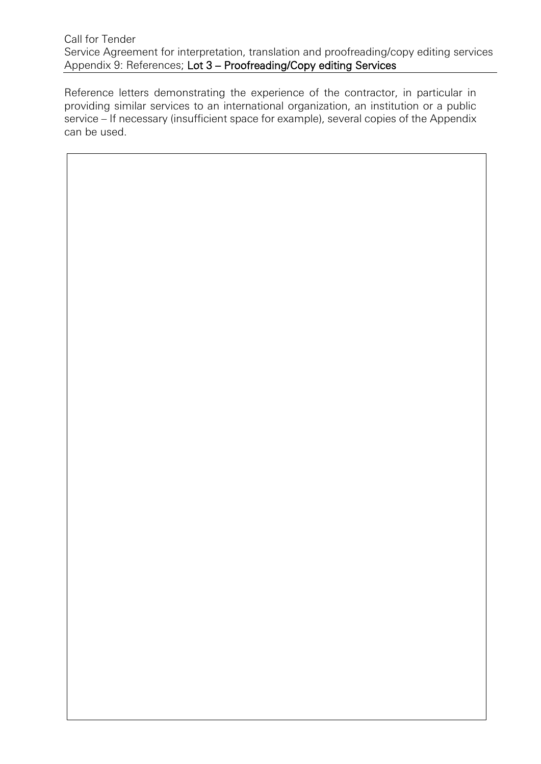Call for Tender
Service Agreement for interpretation, translation and proofreading/copy editing services
Appendix 9: References; **Lot 3 – Proofreading/Copy editing Services**

Reference letters demonstrating the experience of the contractor, in particular in providing similar services to an international organization, an institution or a public service – If necessary (insufficient space for example), several copies of the Appendix can be used.